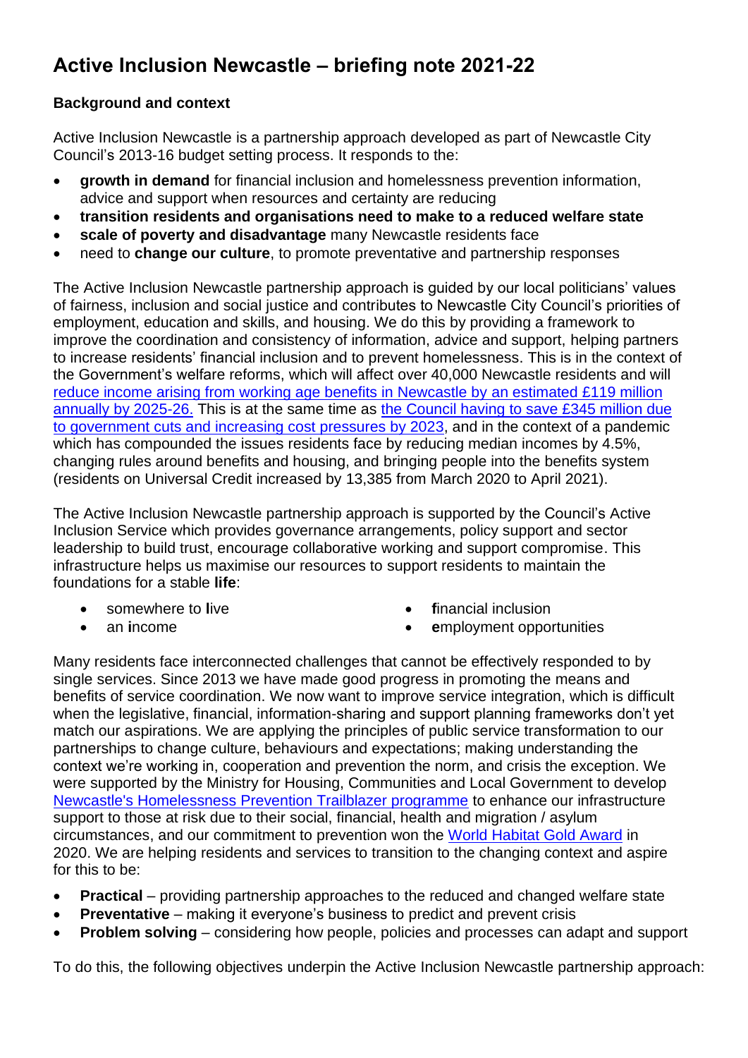# Active Inclusion Newcastle – briefing note 2021-22

### Background and context

Active Inclusion Newcastle is a partnership approach developed as part of Newcastle City Council's 2013-16 budget setting process. It responds to the:

- **growth in demand** for financial inclusion and homelessness prevention information, advice and support when resources and certainty are reducing
- **transition residents and organisations need to make to a reduced welfare state**
- **scale of poverty and disadvantage** many Newcastle residents face
- need to **change our culture**, to promote preventative and partnership responses

The Active Inclusion Newcastle partnership approach is guided by our local politicians' values of fairness, inclusion and social justice and contributes to Newcastle City Council's priorities of employment, education and skills, and housing. We do this by providing a framework to improve the coordination and consistency of information, advice and support, helping partners to increase residents' financial inclusion and to prevent homelessness. This is in the context of the Government's welfare reforms, which will affect over 40,000 Newcastle residents and will reduce income arising from working age benefits in Newcastle by an estimated £119 million annually by 2025-26. This is at the same time as the Council having to save £345 million due to government cuts and increasing cost pressures by 2023, and in the context of a pandemic which has compounded the issues residents face by reducing median incomes by 4.5%, changing rules around benefits and housing, and bringing people into the benefits system (residents on Universal Credit increased by 13,385 from March 2020 to April 2021).

The Active Inclusion Newcastle partnership approach is supported by the Council's Active Inclusion Service which provides governance arrangements, policy support and sector leadership to build trust, encourage collaborative working and support compromise. This infrastructure helps us maximise our resources to support residents to maintain the foundations for a stable **life**:

- somewhere to **l**ive
- an **i**ncome
- **f**inancial inclusion
- **e**mployment opportunities

Many residents face interconnected challenges that cannot be effectively responded to by single services. Since 2013 we have made good progress in promoting the means and benefits of service coordination. We now want to improve service integration, which is difficult when the legislative, financial, information-sharing and support planning frameworks don't yet match our aspirations. We are applying the principles of public service transformation to our partnerships to change culture, behaviours and expectations; making understanding the context we're working in, cooperation and prevention the norm, and crisis the exception. We were supported by the Ministry for Housing, Communities and Local Government to develop Newcastle's Homelessness Prevention Trailblazer programme to enhance our infrastructure support to those at risk due to their social, financial, health and migration / asylum circumstances, and our commitment to prevention won the World Habitat Gold Award in 2020. We are helping residents and services to transition to the changing context and aspire for this to be:

- **Practical** – providing partnership approaches to the reduced and changed welfare state
- **Preventative** – making it everyone's business to predict and prevent crisis
- **Problem solving** – considering how people, policies and processes can adapt and support

To do this, the following objectives underpin the Active Inclusion Newcastle partnership approach: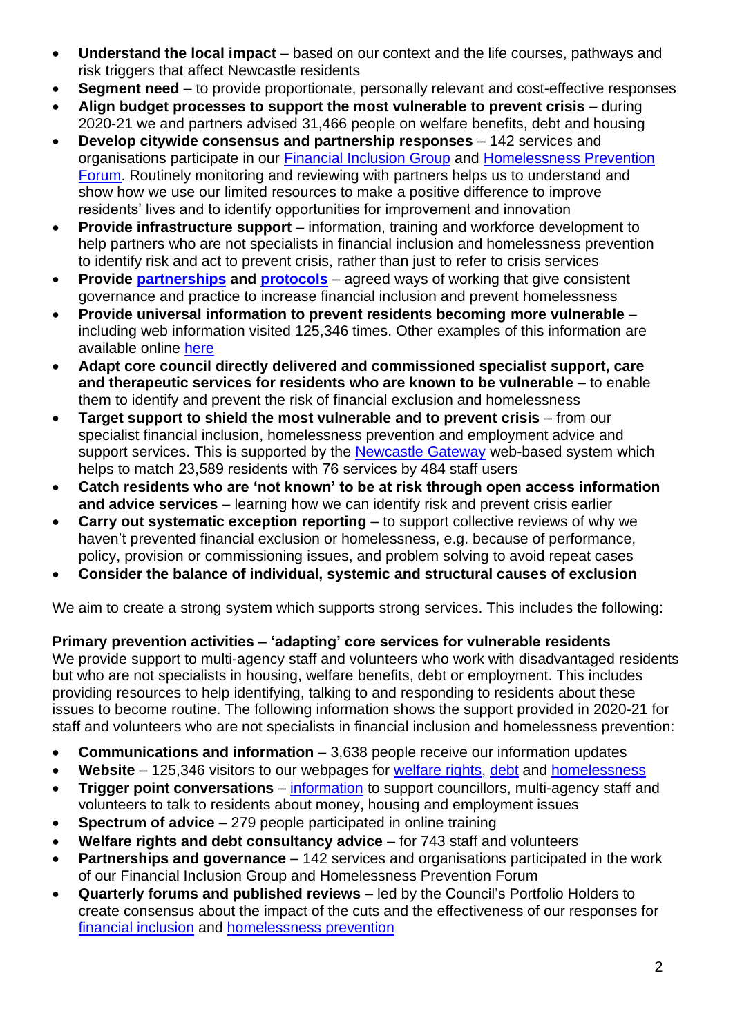- **Understand the local impact** – based on our context and the life courses, pathways and risk triggers that affect Newcastle residents
- **Segment need** – to provide proportionate, personally relevant and cost-effective responses
- **Align budget processes to support the most vulnerable to prevent crisis** – during 2020-21 we and partners advised 31,466 people on welfare benefits, debt and housing
- **Develop citywide consensus and partnership responses** – 142 services and organisations participate in our Financial Inclusion Group and Homelessness Prevention Forum. Routinely monitoring and reviewing with partners helps us to understand and show how we use our limited resources to make a positive difference to improve residents' lives and to identify opportunities for improvement and innovation
- **Provide infrastructure support** – information, training and workforce development to help partners who are not specialists in financial inclusion and homelessness prevention to identify risk and act to prevent crisis, rather than just to refer to crisis services
- **Provide partnerships and protocols** – agreed ways of working that give consistent governance and practice to increase financial inclusion and prevent homelessness
- **Provide universal information to prevent residents becoming more vulnerable** – including web information visited 125,346 times. Other examples of this information are available online here
- **Adapt core council directly delivered and commissioned specialist support, care and therapeutic services for residents who are known to be vulnerable** – to enable them to identify and prevent the risk of financial exclusion and homelessness
- **Target support to shield the most vulnerable and to prevent crisis** – from our specialist financial inclusion, homelessness prevention and employment advice and support services. This is supported by the Newcastle Gateway web-based system which helps to match 23,589 residents with 76 services by 484 staff users
- **Catch residents who are 'not known' to be at risk through open access information and advice services** – learning how we can identify risk and prevent crisis earlier
- **Carry out systematic exception reporting** – to support collective reviews of why we haven't prevented financial exclusion or homelessness, e.g. because of performance, policy, provision or commissioning issues, and problem solving to avoid repeat cases
- **Consider the balance of individual, systemic and structural causes of exclusion**

We aim to create a strong system which supports strong services. This includes the following:

**Primary prevention activities – 'adapting' core services for vulnerable residents**

We provide support to multi-agency staff and volunteers who work with disadvantaged residents but who are not specialists in housing, welfare benefits, debt or employment. This includes providing resources to help identifying, talking to and responding to residents about these issues to become routine. The following information shows the support provided in 2020-21 for staff and volunteers who are not specialists in financial inclusion and homelessness prevention:

- **Communications and information** – 3,638 people receive our information updates
- **Website** – 125,346 visitors to our webpages for welfare rights, debt and homelessness
- **Trigger point conversations** – information to support councillors, multi-agency staff and volunteers to talk to residents about money, housing and employment issues
- **Spectrum of advice** – 279 people participated in online training
- **Welfare rights and debt consultancy advice** – for 743 staff and volunteers
- **Partnerships and governance** – 142 services and organisations participated in the work of our Financial Inclusion Group and Homelessness Prevention Forum
- **Quarterly forums and published reviews** – led by the Council's Portfolio Holders to create consensus about the impact of the cuts and the effectiveness of our responses for financial inclusion and homelessness prevention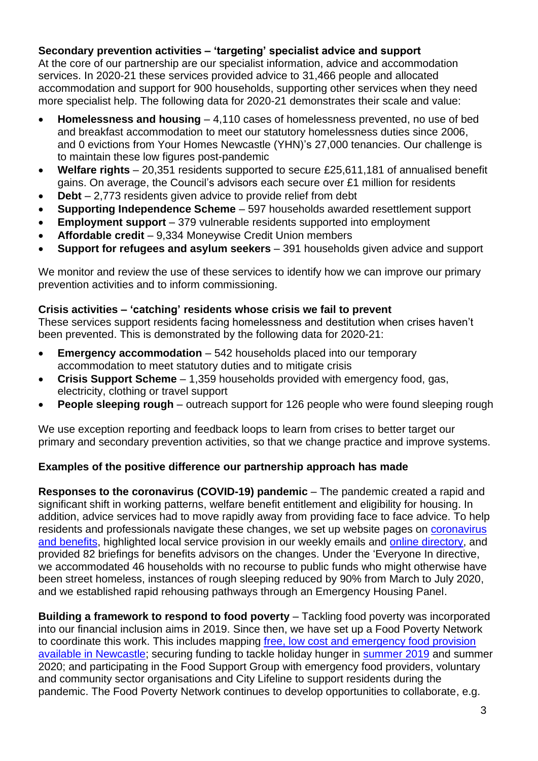**Secondary prevention activities – 'targeting' specialist advice and support**
At the core of our partnership are our specialist information, advice and accommodation services. In 2020-21 these services provided advice to 31,466 people and allocated accommodation and support for 900 households, supporting other services when they need more specialist help. The following data for 2020-21 demonstrates their scale and value:

- **Homelessness and housing** – 4,110 cases of homelessness prevented, no use of bed and breakfast accommodation to meet our statutory homelessness duties since 2006, and 0 evictions from Your Homes Newcastle (YHN)'s 27,000 tenancies. Our challenge is to maintain these low figures post-pandemic
- **Welfare rights** – 20,351 residents supported to secure £25,611,181 of annualised benefit gains. On average, the Council's advisors each secure over £1 million for residents
- **Debt** – 2,773 residents given advice to provide relief from debt
- **Supporting Independence Scheme** – 597 households awarded resettlement support
- **Employment support** – 379 vulnerable residents supported into employment
- **Affordable credit** – 9,334 Moneywise Credit Union members
- **Support for refugees and asylum seekers** – 391 households given advice and support

We monitor and review the use of these services to identify how we can improve our primary prevention activities and to inform commissioning.

**Crisis activities – 'catching' residents whose crisis we fail to prevent**
These services support residents facing homelessness and destitution when crises haven't been prevented. This is demonstrated by the following data for 2020-21:

- **Emergency accommodation** – 542 households placed into our temporary accommodation to meet statutory duties and to mitigate crisis
- **Crisis Support Scheme** – 1,359 households provided with emergency food, gas, electricity, clothing or travel support
- **People sleeping rough** – outreach support for 126 people who were found sleeping rough

We use exception reporting and feedback loops to learn from crises to better target our primary and secondary prevention activities, so that we change practice and improve systems.

**Examples of the positive difference our partnership approach has made**

**Responses to the coronavirus (COVID-19) pandemic** – The pandemic created a rapid and significant shift in working patterns, welfare benefit entitlement and eligibility for housing. In addition, advice services had to move rapidly away from providing face to face advice. To help residents and professionals navigate these changes, we set up website pages on coronavirus and benefits, highlighted local service provision in our weekly emails and online directory, and provided 82 briefings for benefits advisors on the changes. Under the 'Everyone In directive, we accommodated 46 households with no recourse to public funds who might otherwise have been street homeless, instances of rough sleeping reduced by 90% from March to July 2020, and we established rapid rehousing pathways through an Emergency Housing Panel.

**Building a framework to respond to food poverty** – Tackling food poverty was incorporated into our financial inclusion aims in 2019. Since then, we have set up a Food Poverty Network to coordinate this work. This includes mapping free, low cost and emergency food provision available in Newcastle; securing funding to tackle holiday hunger in summer 2019 and summer 2020; and participating in the Food Support Group with emergency food providers, voluntary and community sector organisations and City Lifeline to support residents during the pandemic. The Food Poverty Network continues to develop opportunities to collaborate, e.g.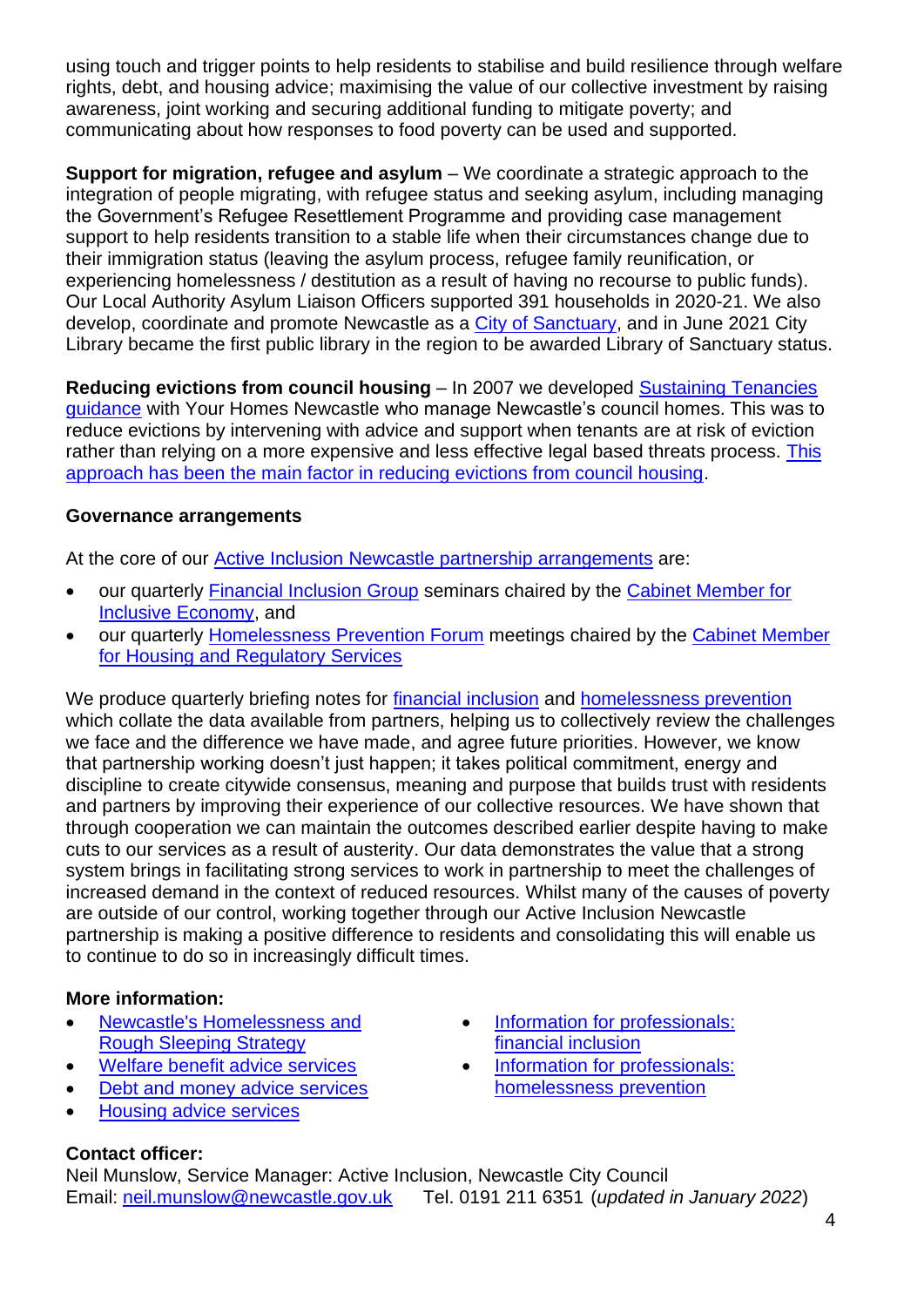using touch and trigger points to help residents to stabilise and build resilience through welfare rights, debt, and housing advice; maximising the value of our collective investment by raising awareness, joint working and securing additional funding to mitigate poverty; and communicating about how responses to food poverty can be used and supported.

**Support for migration, refugee and asylum** – We coordinate a strategic approach to the integration of people migrating, with refugee status and seeking asylum, including managing the Government's Refugee Resettlement Programme and providing case management support to help residents transition to a stable life when their circumstances change due to their immigration status (leaving the asylum process, refugee family reunification, or experiencing homelessness / destitution as a result of having no recourse to public funds). Our Local Authority Asylum Liaison Officers supported 391 households in 2020-21. We also develop, coordinate and promote Newcastle as a City of Sanctuary, and in June 2021 City Library became the first public library in the region to be awarded Library of Sanctuary status.

**Reducing evictions from council housing** – In 2007 we developed Sustaining Tenancies guidance with Your Homes Newcastle who manage Newcastle's council homes. This was to reduce evictions by intervening with advice and support when tenants are at risk of eviction rather than relying on a more expensive and less effective legal based threats process. This approach has been the main factor in reducing evictions from council housing.

**Governance arrangements**

At the core of our Active Inclusion Newcastle partnership arrangements are:

- our quarterly Financial Inclusion Group seminars chaired by the Cabinet Member for Inclusive Economy, and
- our quarterly Homelessness Prevention Forum meetings chaired by the Cabinet Member for Housing and Regulatory Services

We produce quarterly briefing notes for financial inclusion and homelessness prevention which collate the data available from partners, helping us to collectively review the challenges we face and the difference we have made, and agree future priorities. However, we know that partnership working doesn't just happen; it takes political commitment, energy and discipline to create citywide consensus, meaning and purpose that builds trust with residents and partners by improving their experience of our collective resources. We have shown that through cooperation we can maintain the outcomes described earlier despite having to make cuts to our services as a result of austerity. Our data demonstrates the value that a strong system brings in facilitating strong services to work in partnership to meet the challenges of increased demand in the context of reduced resources. Whilst many of the causes of poverty are outside of our control, working together through our Active Inclusion Newcastle partnership is making a positive difference to residents and consolidating this will enable us to continue to do so in increasingly difficult times.

**More information:**

- Newcastle's Homelessness and Rough Sleeping Strategy
- Welfare benefit advice services
- Debt and money advice services
- Housing advice services
- Information for professionals: financial inclusion
- Information for professionals: homelessness prevention

**Contact officer:**

Neil Munslow, Service Manager: Active Inclusion, Newcastle City Council
Email: neil.munslow@newcastle.gov.uk Tel. 0191 211 6351 (*updated in January 2022*)